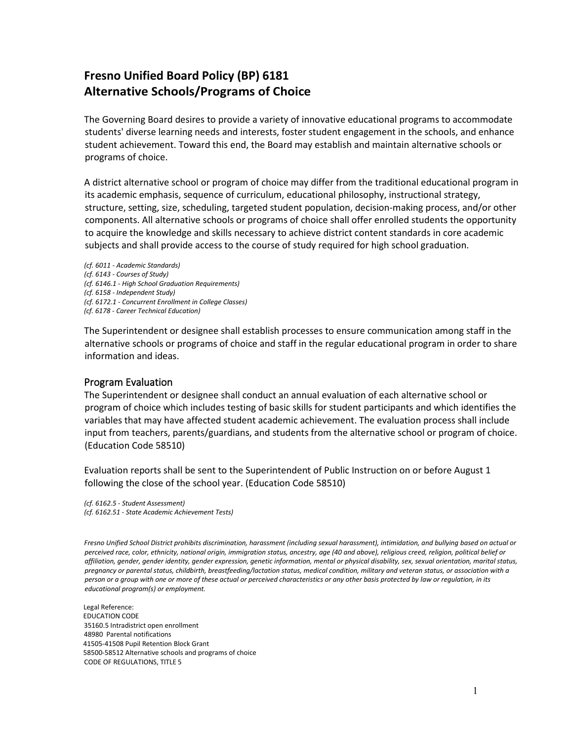# Fresno Unified Board Policy (BP) 6181
# Alternative Schools/Programs of Choice

The Governing Board desires to provide a variety of innovative educational programs to accommodate students' diverse learning needs and interests, foster student engagement in the schools, and enhance student achievement. Toward this end, the Board may establish and maintain alternative schools or programs of choice.

A district alternative school or program of choice may differ from the traditional educational program in its academic emphasis, sequence of curriculum, educational philosophy, instructional strategy, structure, setting, size, scheduling, targeted student population, decision-making process, and/or other components. All alternative schools or programs of choice shall offer enrolled students the opportunity to acquire the knowledge and skills necessary to achieve district content standards in core academic subjects and shall provide access to the course of study required for high school graduation.

*(cf. 6011 - Academic Standards)*
*(cf. 6143 - Courses of Study)*
*(cf. 6146.1 - High School Graduation Requirements)*
*(cf. 6158 - Independent Study)*
*(cf. 6172.1 - Concurrent Enrollment in College Classes)*
*(cf. 6178 - Career Technical Education)*

The Superintendent or designee shall establish processes to ensure communication among staff in the alternative schools or programs of choice and staff in the regular educational program in order to share information and ideas.

## Program Evaluation

The Superintendent or designee shall conduct an annual evaluation of each alternative school or program of choice which includes testing of basic skills for student participants and which identifies the variables that may have affected student academic achievement. The evaluation process shall include input from teachers, parents/guardians, and students from the alternative school or program of choice. (Education Code 58510)

Evaluation reports shall be sent to the Superintendent of Public Instruction on or before August 1 following the close of the school year. (Education Code 58510)

*(cf. 6162.5 - Student Assessment)*
*(cf. 6162.51 - State Academic Achievement Tests)*

*Fresno Unified School District prohibits discrimination, harassment (including sexual harassment), intimidation, and bullying based on actual or perceived race, color, ethnicity, national origin, immigration status, ancestry, age (40 and above), religious creed, religion, political belief or affiliation, gender, gender identity, gender expression, genetic information, mental or physical disability, sex, sexual orientation, marital status, pregnancy or parental status, childbirth, breastfeeding/lactation status, medical condition, military and veteran status, or association with a person or a group with one or more of these actual or perceived characteristics or any other basis protected by law or regulation, in its educational program(s) or employment.*

Legal Reference:
EDUCATION CODE
35160.5 Intradistrict open enrollment
48980 Parental notifications
41505-41508 Pupil Retention Block Grant
58500-58512 Alternative schools and programs of choice
CODE OF REGULATIONS, TITLE 5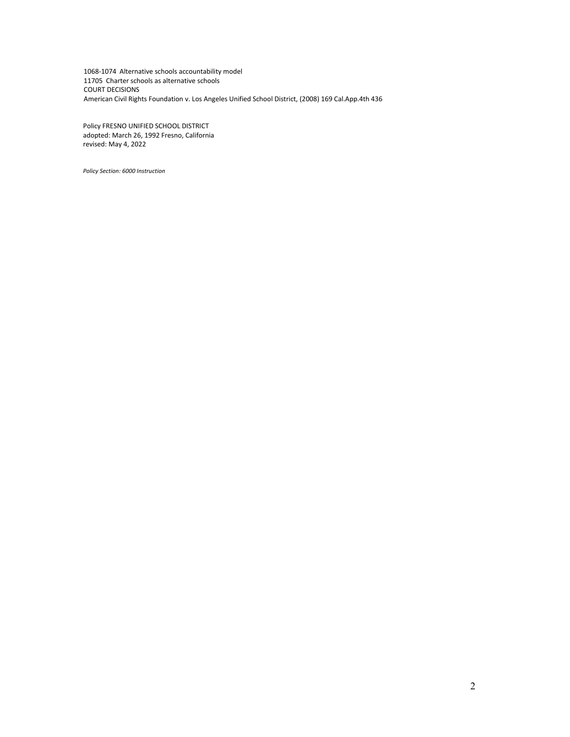1068-1074 Alternative schools accountability model
11705 Charter schools as alternative schools
COURT DECISIONS
American Civil Rights Foundation v. Los Angeles Unified School District, (2008) 169 Cal.App.4th 436

Policy FRESNO UNIFIED SCHOOL DISTRICT
adopted: March 26, 1992 Fresno, California
revised: May 4, 2022

*Policy Section: 6000 Instruction*